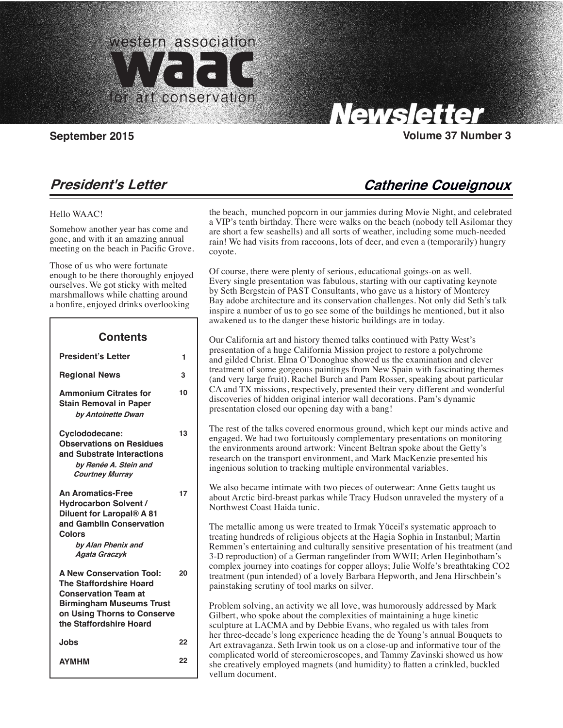# western association waac for art conservation Newsletter

**September 2015** **Volume 37 Number 3**

## *President's Letter* — *Catherine Coueignoux*

Hello WAAC!

Somehow another year has come and gone, and with it an amazing annual meeting on the beach in Pacific Grove.

Those of us who were fortunate enough to be there thoroughly enjoyed ourselves. We got sticky with melted marshmallows while chatting around a bonfire, enjoyed drinks overlooking the beach, munched popcorn in our jammies during Movie Night, and celebrated a VIP's tenth birthday. There were walks on the beach (nobody tell Asilomar they are short a few seashells) and all sorts of weather, including some much-needed rain! We had visits from raccoons, lots of deer, and even a (temporarily) hungry coyote.

Of course, there were plenty of serious, educational goings-on as well. Every single presentation was fabulous, starting with our captivating keynote by Seth Bergstein of PAST Consultants, who gave us a history of Monterey Bay adobe architecture and its conservation challenges. Not only did Seth's talk inspire a number of us to go see some of the buildings he mentioned, but it also awakened us to the danger these historic buildings are in today.

Our California art and history themed talks continued with Patty West's presentation of a huge California Mission project to restore a polychrome and gilded Christ. Elma O'Donoghue showed us the examination and clever treatment of some gorgeous paintings from New Spain with fascinating themes (and very large fruit). Rachel Burch and Pam Rosser, speaking about particular CA and TX missions, respectively, presented their very different and wonderful discoveries of hidden original interior wall decorations. Pam's dynamic presentation closed our opening day with a bang!

The rest of the talks covered enormous ground, which kept our minds active and engaged. We had two fortuitously complementary presentations on monitoring the environments around artwork: Vincent Beltran spoke about the Getty's research on the transport environment, and Mark MacKenzie presented his ingenious solution to tracking multiple environmental variables.

We also became intimate with two pieces of outerwear: Anne Getts taught us about Arctic bird-breast parkas while Tracy Hudson unraveled the mystery of a Northwest Coast Haida tunic.

The metallic among us were treated to Irmak Yüceil's systematic approach to treating hundreds of religious objects at the Hagia Sophia in Instanbul; Martin Remmen's entertaining and culturally sensitive presentation of his treatment (and 3-D reproduction) of a German rangefinder from WWII; Arlen Heginbotham's complex journey into coatings for copper alloys; Julie Wolfe's breathtaking CO2 treatment (pun intended) of a lovely Barbara Hepworth, and Jena Hirschbein's painstaking scrutiny of tool marks on silver.

Problem solving, an activity we all love, was humorously addressed by Mark Gilbert, who spoke about the complexities of maintaining a huge kinetic sculpture at LACMA and by Debbie Evans, who regaled us with tales from her three-decade's long experience heading the de Young's annual Bouquets to Art extravaganza. Seth Irwin took us on a close-up and informative tour of the complicated world of stereomicroscopes, and Tammy Zavinski showed us how she creatively employed magnets (and humidity) to flatten a crinkled, buckled vellum document.

---

### Contents

| | |
|---|---|
| **President's Letter** | 1 |
| **Regional News** | 3 |
| **Ammonium Citrates for Stain Removal in Paper** *by Antoinette Dwan* | 10 |
| **Cyclododecane: Observations on Residues and Substrate Interactions** *by Renée A. Stein and Courtney Murray* | 13 |
| **An Aromatics-Free Hydrocarbon Solvent / Diluent for Laropal® A 81 and Gamblin Conservation Colors** *by Alan Phenix and Agata Graczyk* | 17 |
| **A New Conservation Tool: The Staffordshire Hoard Conservation Team at Birmingham Museums Trust on Using Thorns to Conserve the Staffordshire Hoard** | 20 |
| **Jobs** | 22 |
| **AYMHM** | 22 |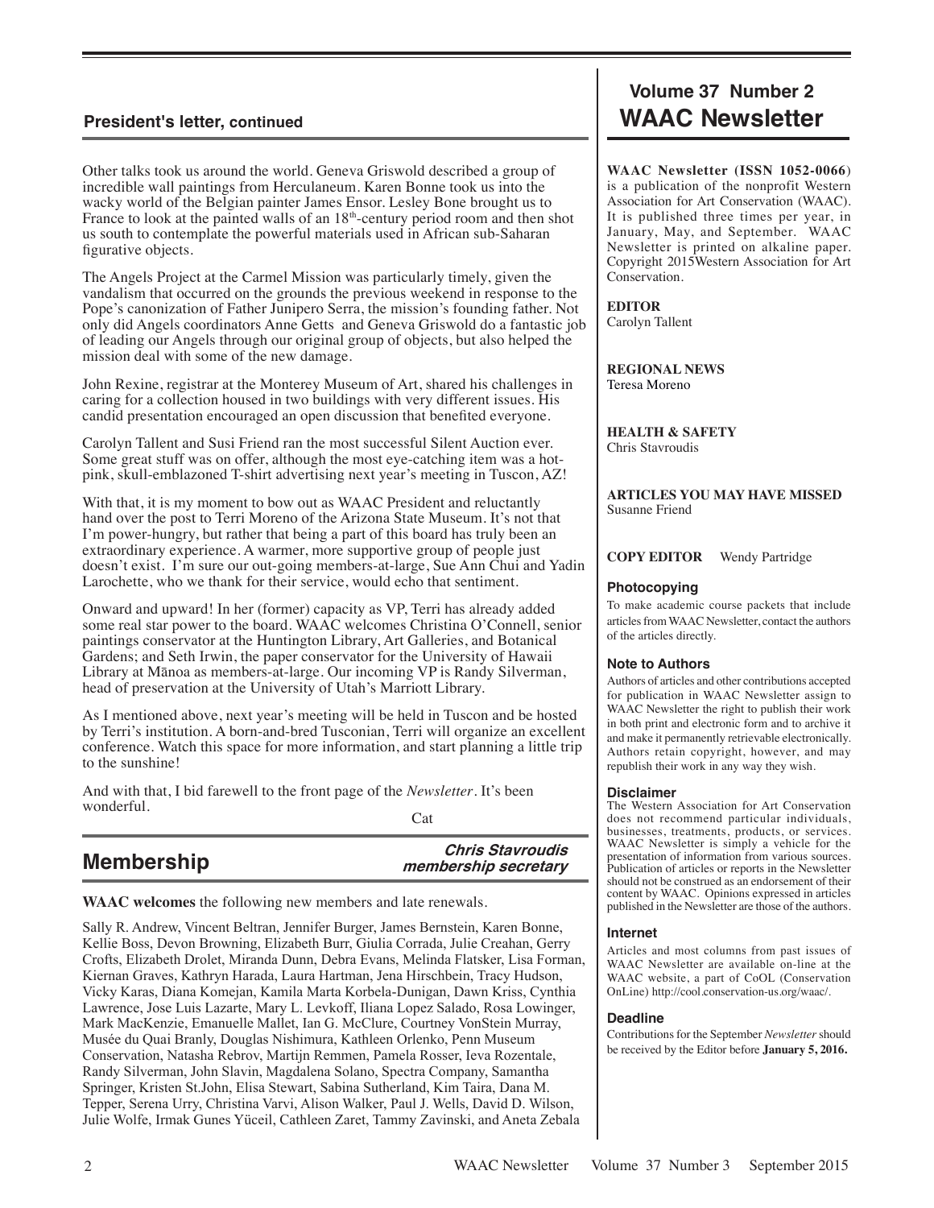## President's letter, continued

Other talks took us around the world. Geneva Griswold described a group of incredible wall paintings from Herculaneum. Karen Bonne took us into the wacky world of the Belgian painter James Ensor. Lesley Bone brought us to France to look at the painted walls of an 18th-century period room and then shot us south to contemplate the powerful materials used in African sub-Saharan figurative objects.

The Angels Project at the Carmel Mission was particularly timely, given the vandalism that occurred on the grounds the previous weekend in response to the Pope's canonization of Father Junipero Serra, the mission's founding father. Not only did Angels coordinators Anne Getts and Geneva Griswold do a fantastic job of leading our Angels through our original group of objects, but also helped the mission deal with some of the new damage.

John Rexine, registrar at the Monterey Museum of Art, shared his challenges in caring for a collection housed in two buildings with very different issues. His candid presentation encouraged an open discussion that benefited everyone.

Carolyn Tallent and Susi Friend ran the most successful Silent Auction ever. Some great stuff was on offer, although the most eye-catching item was a hot-pink, skull-emblazoned T-shirt advertising next year's meeting in Tuscon, AZ!

With that, it is my moment to bow out as WAAC President and reluctantly hand over the post to Terri Moreno of the Arizona State Museum. It's not that I'm power-hungry, but rather that being a part of this board has truly been an extraordinary experience. A warmer, more supportive group of people just doesn't exist. I'm sure our out-going members-at-large, Sue Ann Chui and Yadin Larochette, who we thank for their service, would echo that sentiment.

Onward and upward! In her (former) capacity as VP, Terri has already added some real star power to the board. WAAC welcomes Christina O'Connell, senior paintings conservator at the Huntington Library, Art Galleries, and Botanical Gardens; and Seth Irwin, the paper conservator for the University of Hawaii Library at Mānoa as members-at-large. Our incoming VP is Randy Silverman, head of preservation at the University of Utah's Marriott Library.

As I mentioned above, next year's meeting will be held in Tuscon and be hosted by Terri's institution. A born-and-bred Tusconian, Terri will organize an excellent conference. Watch this space for more information, and start planning a little trip to the sunshine!

And with that, I bid farewell to the front page of the *Newsletter*. It's been wonderful.

Cat

## Membership

***Chris Stavroudis***
***membership secretary***

**WAAC welcomes** the following new members and late renewals.

Sally R. Andrew, Vincent Beltran, Jennifer Burger, James Bernstein, Karen Bonne, Kellie Boss, Devon Browning, Elizabeth Burr, Giulia Corrada, Julie Creahan, Gerry Crofts, Elizabeth Drolet, Miranda Dunn, Debra Evans, Melinda Flatsker, Lisa Forman, Kiernan Graves, Kathryn Harada, Laura Hartman, Jena Hirschbein, Tracy Hudson, Vicky Karas, Diana Komejan, Kamila Marta Korbela-Dunigan, Dawn Kriss, Cynthia Lawrence, Jose Luis Lazarte, Mary L. Levkoff, Iliana Lopez Salado, Rosa Lowinger, Mark MacKenzie, Emanuelle Mallet, Ian G. McClure, Courtney VonStein Murray, Musée du Quai Branly, Douglas Nishimura, Kathleen Orlenko, Penn Museum Conservation, Natasha Rebrov, Martijn Remmen, Pamela Rosser, Ieva Rozentale, Randy Silverman, John Slavin, Magdalena Solano, Spectra Company, Samantha Springer, Kristen St.John, Elisa Stewart, Sabina Sutherland, Kim Taira, Dana M. Tepper, Serena Urry, Christina Varvi, Alison Walker, Paul J. Wells, David D. Wilson, Julie Wolfe, Irmak Gunes Yüceil, Cathleen Zaret, Tammy Zavinski, and Aneta Zebala

# Volume 37 Number 2
# WAAC Newsletter

**WAAC Newsletter (ISSN 1052-0066)** is a publication of the nonprofit Western Association for Art Conservation (WAAC). It is published three times per year, in January, May, and September. WAAC Newsletter is printed on alkaline paper. Copyright 2015Western Association for Art Conservation.

**EDITOR**
Carolyn Tallent

**REGIONAL NEWS**
Teresa Moreno

**HEALTH & SAFETY**
Chris Stavroudis

**ARTICLES YOU MAY HAVE MISSED**
Susanne Friend

**COPY EDITOR** Wendy Partridge

### Photocopying

To make academic course packets that include articles from WAAC Newsletter, contact the authors of the articles directly.

### Note to Authors

Authors of articles and other contributions accepted for publication in WAAC Newsletter assign to WAAC Newsletter the right to publish their work in both print and electronic form and to archive it and make it permanently retrievable electronically. Authors retain copyright, however, and may republish their work in any way they wish.

### Disclaimer

The Western Association for Art Conservation does not recommend particular individuals, businesses, treatments, products, or services. WAAC Newsletter is simply a vehicle for the presentation of information from various sources. Publication of articles or reports in the Newsletter should not be construed as an endorsement of their content by WAAC. Opinions expressed in articles published in the Newsletter are those of the authors.

### Internet

Articles and most columns from past issues of WAAC Newsletter are available on-line at the WAAC website, a part of CoOL (Conservation OnLine) http://cool.conservation-us.org/waac/.

### Deadline

Contributions for the September *Newsletter* should be received by the Editor before **January 5, 2016.**